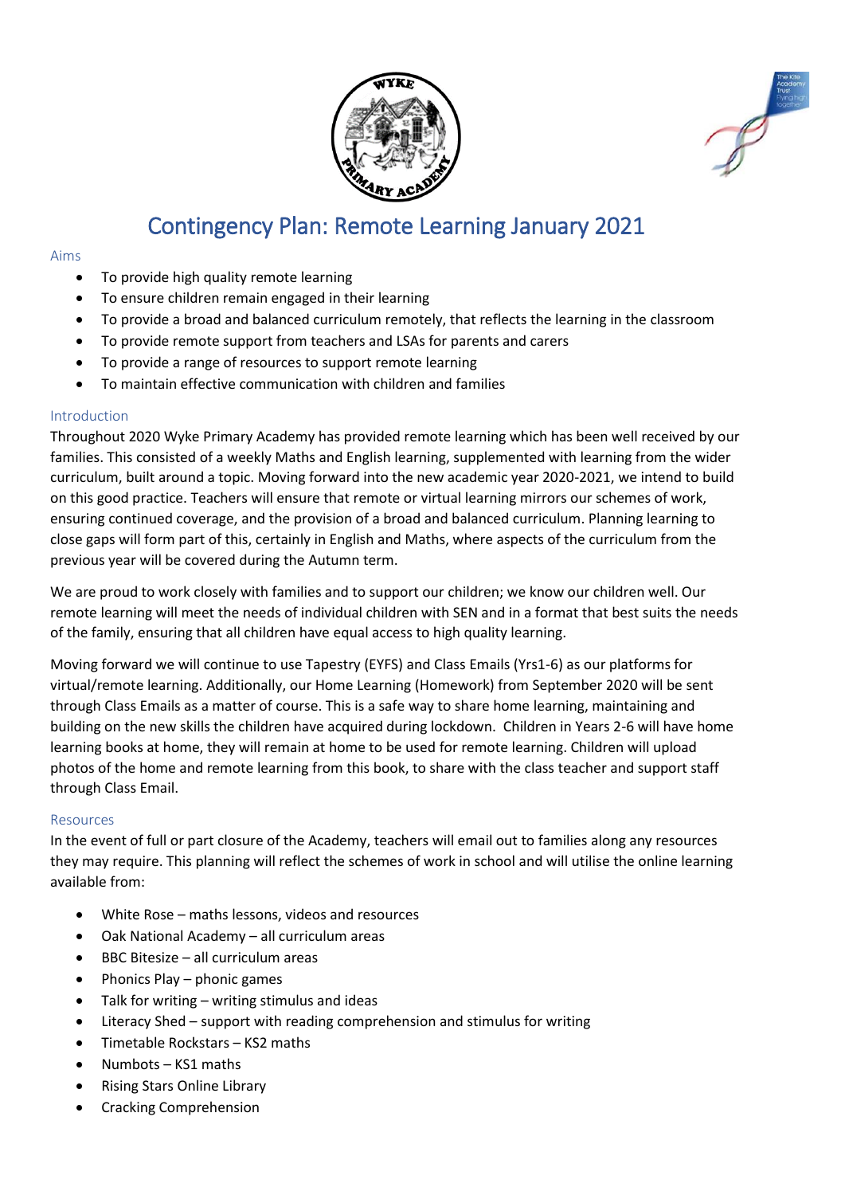# Contingency Plan: Remote Learning January 2021

## Aims

- To provide high quality remote learning
- To ensure children remain engaged in their learning
- To provide a broad and balanced curriculum remotely, that reflects the learning in the classroom
- To provide remote support from teachers and LSAs for parents and carers
- To provide a range of resources to support remote learning
- To maintain effective communication with children and families

## Introduction

Throughout 2020 Wyke Primary Academy has provided remote learning which has been well received by our families. This consisted of a weekly Maths and English learning, supplemented with learning from the wider curriculum, built around a topic. Moving forward into the new academic year 2020-2021, we intend to build on this good practice. Teachers will ensure that remote or virtual learning mirrors our schemes of work, ensuring continued coverage, and the provision of a broad and balanced curriculum. Planning learning to close gaps will form part of this, certainly in English and Maths, where aspects of the curriculum from the previous year will be covered during the Autumn term.

We are proud to work closely with families and to support our children; we know our children well. Our remote learning will meet the needs of individual children with SEN and in a format that best suits the needs of the family, ensuring that all children have equal access to high quality learning.

Moving forward we will continue to use Tapestry (EYFS) and Class Emails (Yrs1-6) as our platforms for virtual/remote learning. Additionally, our Home Learning (Homework) from September 2020 will be sent through Class Emails as a matter of course. This is a safe way to share home learning, maintaining and building on the new skills the children have acquired during lockdown. Children in Years 2-6 will have home learning books at home, they will remain at home to be used for remote learning. Children will upload photos of the home and remote learning from this book, to share with the class teacher and support staff through Class Email.

## Resources

In the event of full or part closure of the Academy, teachers will email out to families along any resources they may require. This planning will reflect the schemes of work in school and will utilise the online learning available from:

- White Rose – maths lessons, videos and resources
- Oak National Academy – all curriculum areas
- BBC Bitesize – all curriculum areas
- Phonics Play – phonic games
- Talk for writing – writing stimulus and ideas
- Literacy Shed – support with reading comprehension and stimulus for writing
- Timetable Rockstars – KS2 maths
- Numbots – KS1 maths
- Rising Stars Online Library
- Cracking Comprehension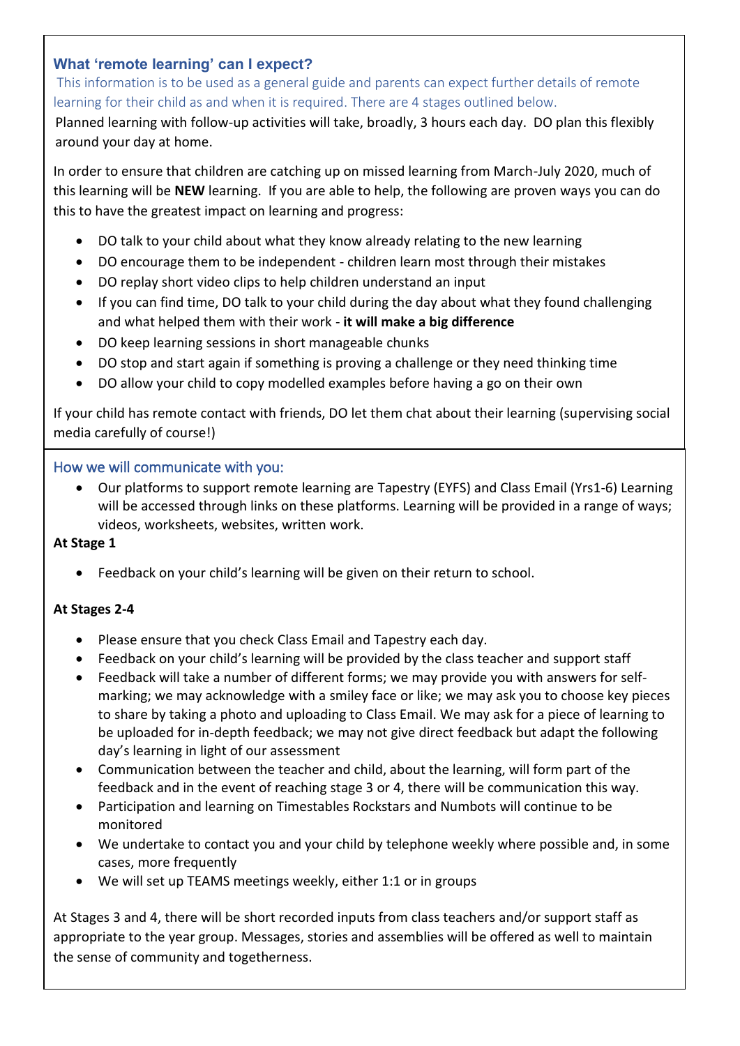## What 'remote learning' can I expect?

This information is to be used as a general guide and parents can expect further details of remote learning for their child as and when it is required. There are 4 stages outlined below.

Planned learning with follow-up activities will take, broadly, 3 hours each day. DO plan this flexibly around your day at home.

In order to ensure that children are catching up on missed learning from March-July 2020, much of this learning will be **NEW** learning. If you are able to help, the following are proven ways you can do this to have the greatest impact on learning and progress:

- DO talk to your child about what they know already relating to the new learning
- DO encourage them to be independent - children learn most through their mistakes
- DO replay short video clips to help children understand an input
- If you can find time, DO talk to your child during the day about what they found challenging and what helped them with their work - **it will make a big difference**
- DO keep learning sessions in short manageable chunks
- DO stop and start again if something is proving a challenge or they need thinking time
- DO allow your child to copy modelled examples before having a go on their own

If your child has remote contact with friends, DO let them chat about their learning (supervising social media carefully of course!)

## How we will communicate with you:

- Our platforms to support remote learning are Tapestry (EYFS) and Class Email (Yrs1-6) Learning will be accessed through links on these platforms. Learning will be provided in a range of ways; videos, worksheets, websites, written work.

**At Stage 1**

- Feedback on your child's learning will be given on their return to school.

**At Stages 2-4**

- Please ensure that you check Class Email and Tapestry each day.
- Feedback on your child's learning will be provided by the class teacher and support staff
- Feedback will take a number of different forms; we may provide you with answers for self-marking; we may acknowledge with a smiley face or like; we may ask you to choose key pieces to share by taking a photo and uploading to Class Email. We may ask for a piece of learning to be uploaded for in-depth feedback; we may not give direct feedback but adapt the following day's learning in light of our assessment
- Communication between the teacher and child, about the learning, will form part of the feedback and in the event of reaching stage 3 or 4, there will be communication this way.
- Participation and learning on Timestables Rockstars and Numbots will continue to be monitored
- We undertake to contact you and your child by telephone weekly where possible and, in some cases, more frequently
- We will set up TEAMS meetings weekly, either 1:1 or in groups

At Stages 3 and 4, there will be short recorded inputs from class teachers and/or support staff as appropriate to the year group. Messages, stories and assemblies will be offered as well to maintain the sense of community and togetherness.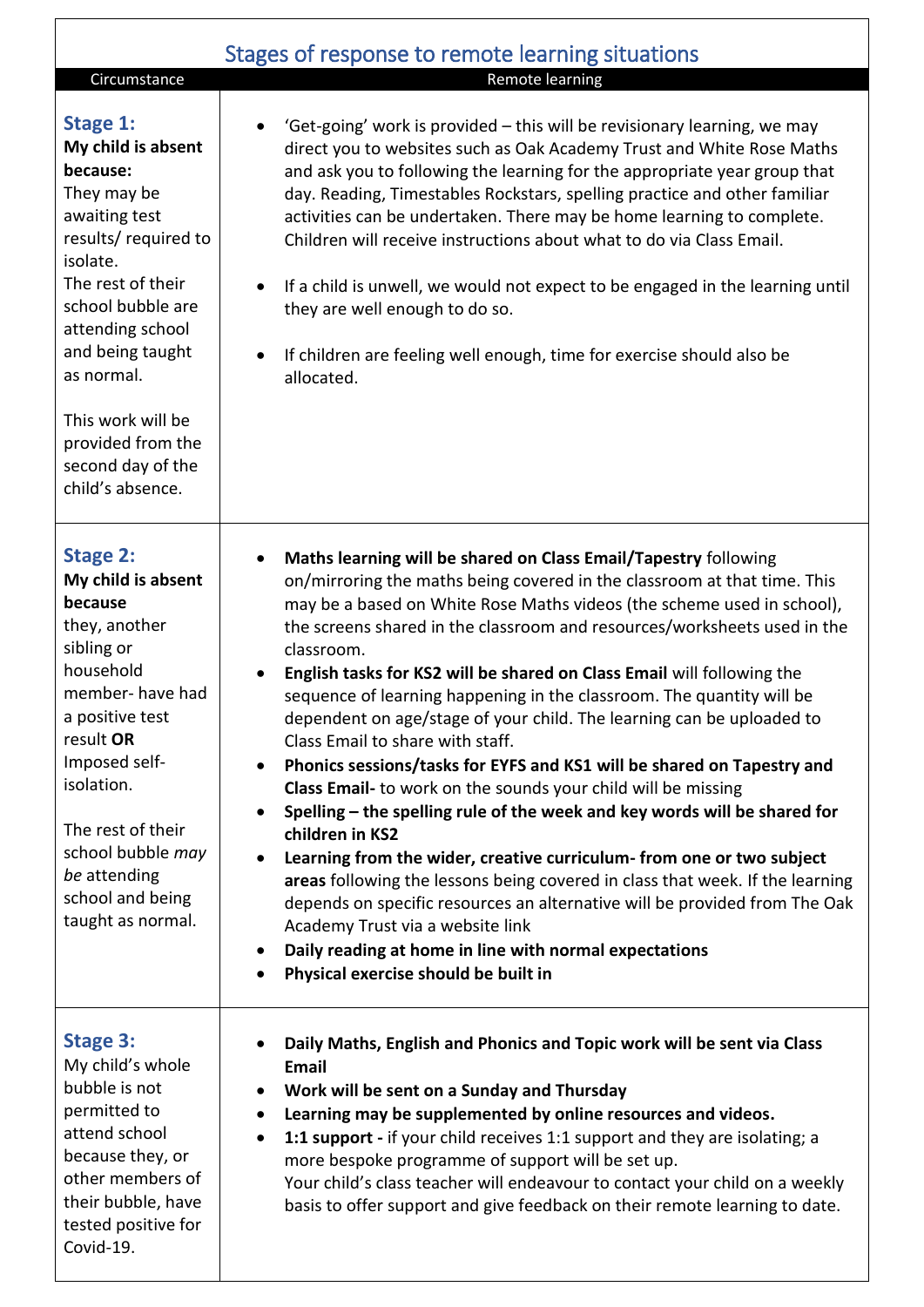# Stages of response to remote learning situations

| Circumstance | Remote learning |
| --- | --- |
| **Stage 1:**<br>**My child is absent because:**<br>They may be awaiting test results/ required to isolate.<br>The rest of their school bubble are attending school and being taught as normal.<br><br>This work will be provided from the second day of the child's absence. | • 'Get-going' work is provided – this will be revisionary learning, we may direct you to websites such as Oak Academy Trust and White Rose Maths and ask you to following the learning for the appropriate year group that day. Reading, Timestables Rockstars, spelling practice and other familiar activities can be undertaken. There may be home learning to complete. Children will receive instructions about what to do via Class Email.<br><br>• If a child is unwell, we would not expect to be engaged in the learning until they are well enough to do so.<br><br>• If children are feeling well enough, time for exercise should also be allocated. |
| **Stage 2:**<br>**My child is absent because**<br>they, another sibling or household member- have had a positive test result **OR** Imposed self-isolation.<br><br>The rest of their school bubble *may be* attending school and being taught as normal. | • **Maths learning will be shared on Class Email/Tapestry** following on/mirroring the maths being covered in the classroom at that time. This may be a based on White Rose Maths videos (the scheme used in school), the screens shared in the classroom and resources/worksheets used in the classroom.<br>• **English tasks for KS2 will be shared on Class Email** will following the sequence of learning happening in the classroom. The quantity will be dependent on age/stage of your child. The learning can be uploaded to Class Email to share with staff.<br>• **Phonics sessions/tasks for EYFS and KS1 will be shared on Tapestry and Class Email-** to work on the sounds your child will be missing<br>• **Spelling – the spelling rule of the week and key words will be shared for children in KS2**<br>• **Learning from the wider, creative curriculum- from one or two subject areas** following the lessons being covered in class that week. If the learning depends on specific resources an alternative will be provided from The Oak Academy Trust via a website link<br>• **Daily reading at home in line with normal expectations**<br>• **Physical exercise should be built in** |
| **Stage 3:**<br>My child's whole bubble is not permitted to attend school because they, or other members of their bubble, have tested positive for Covid-19. | • **Daily Maths, English and Phonics and Topic work will be sent via Class Email**<br>• **Work will be sent on a Sunday and Thursday**<br>• **Learning may be supplemented by online resources and videos.**<br>• **1:1 support -** if your child receives 1:1 support and they are isolating; a more bespoke programme of support will be set up.<br>Your child's class teacher will endeavour to contact your child on a weekly basis to offer support and give feedback on their remote learning to date. |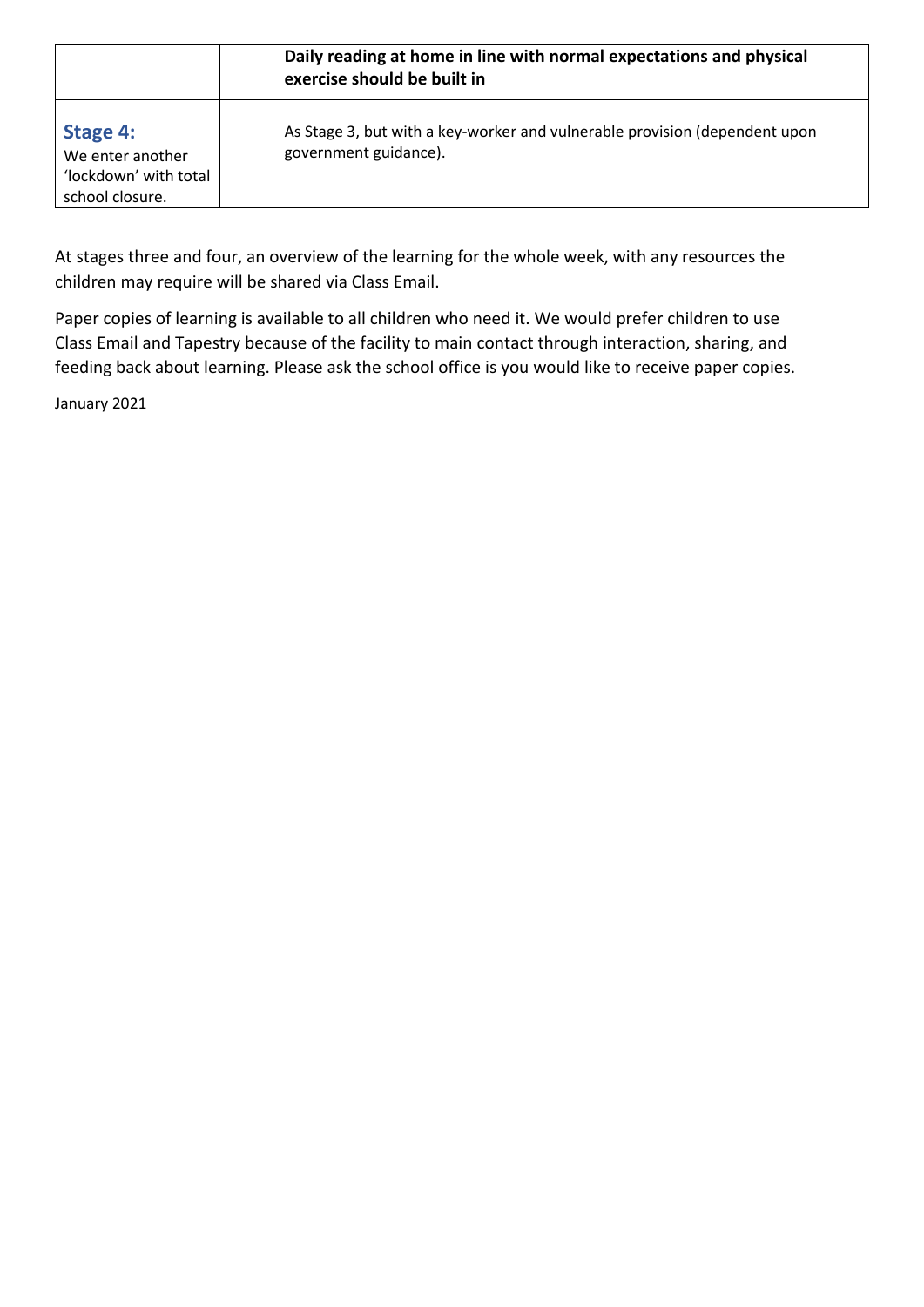| | |
|---|---|
| | **Daily reading at home in line with normal expectations and physical exercise should be built in** |
| **Stage 4:** We enter another 'lockdown' with total school closure. | As Stage 3, but with a key-worker and vulnerable provision (dependent upon government guidance). |

At stages three and four, an overview of the learning for the whole week, with any resources the children may require will be shared via Class Email.

Paper copies of learning is available to all children who need it. We would prefer children to use Class Email and Tapestry because of the facility to main contact through interaction, sharing, and feeding back about learning. Please ask the school office is you would like to receive paper copies.

January 2021